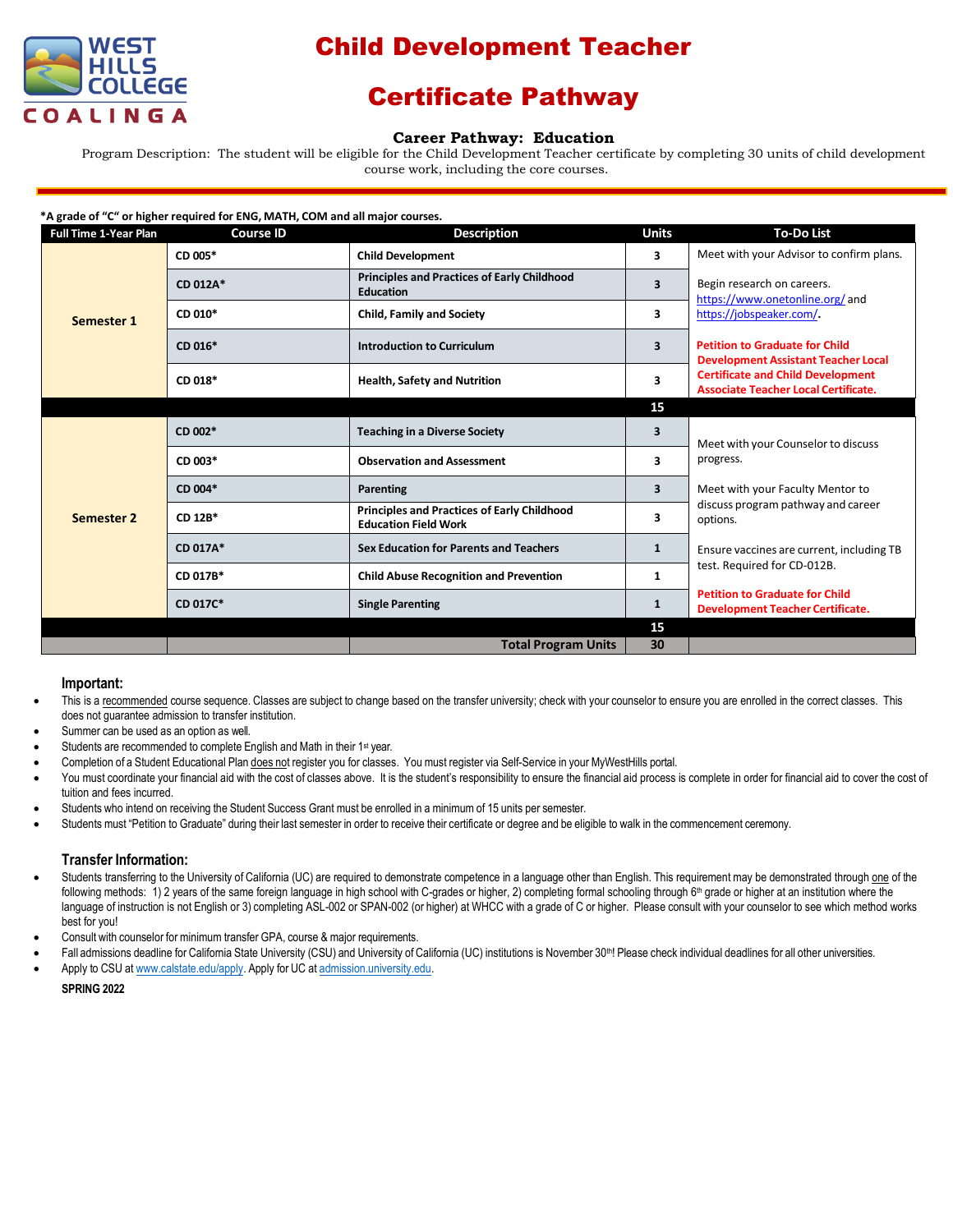# Child Development Teacher

# Certificate Pathway

### Career Pathway: Education

Program Description: The student will be eligible for the Child Development Teacher certificate by completing 30 units of child development course work, including the core courses.

**\*A grade of "C" or higher required for ENG, MATH, COM and all major courses.**

| Full Time 1-Year Plan | Course ID | Description | Units | To-Do List |
|---|---|---|---|---|
| **Semester 1** | CD 005* | Child Development | 3 | Meet with your Advisor to confirm plans. |
| | CD 012A* | Principles and Practices of Early Childhood Education | 3 | Begin research on careers. https://www.onetonline.org/ and https://jobspeaker.com/. |
| | CD 010* | Child, Family and Society | 3 | |
| | CD 016* | Introduction to Curriculum | 3 | **Petition to Graduate for Child Development Assistant Teacher Local Certificate and Child Development Associate Teacher Local Certificate.** |
| | CD 018* | Health, Safety and Nutrition | 3 | |
| | | | **15** | |
| **Semester 2** | CD 002* | Teaching in a Diverse Society | 3 | Meet with your Counselor to discuss progress. |
| | CD 003* | Observation and Assessment | 3 | |
| | CD 004* | Parenting | 3 | Meet with your Faculty Mentor to discuss program pathway and career options. |
| | CD 12B* | Principles and Practices of Early Childhood Education Field Work | 3 | |
| | CD 017A* | Sex Education for Parents and Teachers | 1 | Ensure vaccines are current, including TB test. Required for CD-012B. |
| | CD 017B* | Child Abuse Recognition and Prevention | 1 | |
| | CD 017C* | Single Parenting | 1 | **Petition to Graduate for Child Development Teacher Certificate.** |
| | | | **15** | |
| | | **Total Program Units** | **30** | |

### Important:

- This is a recommended course sequence. Classes are subject to change based on the transfer university; check with your counselor to ensure you are enrolled in the correct classes. This does not guarantee admission to transfer institution.
- Summer can be used as an option as well.
- Students are recommended to complete English and Math in their 1st year.
- Completion of a Student Educational Plan does not register you for classes. You must register via Self-Service in your MyWestHills portal.
- You must coordinate your financial aid with the cost of classes above. It is the student's responsibility to ensure the financial aid process is complete in order for financial aid to cover the cost of tuition and fees incurred.
- Students who intend on receiving the Student Success Grant must be enrolled in a minimum of 15 units per semester.
- Students must "Petition to Graduate" during their last semester in order to receive their certificate or degree and be eligible to walk in the commencement ceremony.

### Transfer Information:

- Students transferring to the University of California (UC) are required to demonstrate competence in a language other than English. This requirement may be demonstrated through one of the following methods: 1) 2 years of the same foreign language in high school with C-grades or higher, 2) completing formal schooling through 6th grade or higher at an institution where the language of instruction is not English or 3) completing ASL-002 or SPAN-002 (or higher) at WHCC with a grade of C or higher. Please consult with your counselor to see which method works best for you!
- Consult with counselor for minimum transfer GPA, course & major requirements.
- Fall admissions deadline for California State University (CSU) and University of California (UC) institutions is November 30th! Please check individual deadlines for all other universities.
- Apply to CSU at www.calstate.edu/apply. Apply for UC at admission.university.edu.

**SPRING 2022**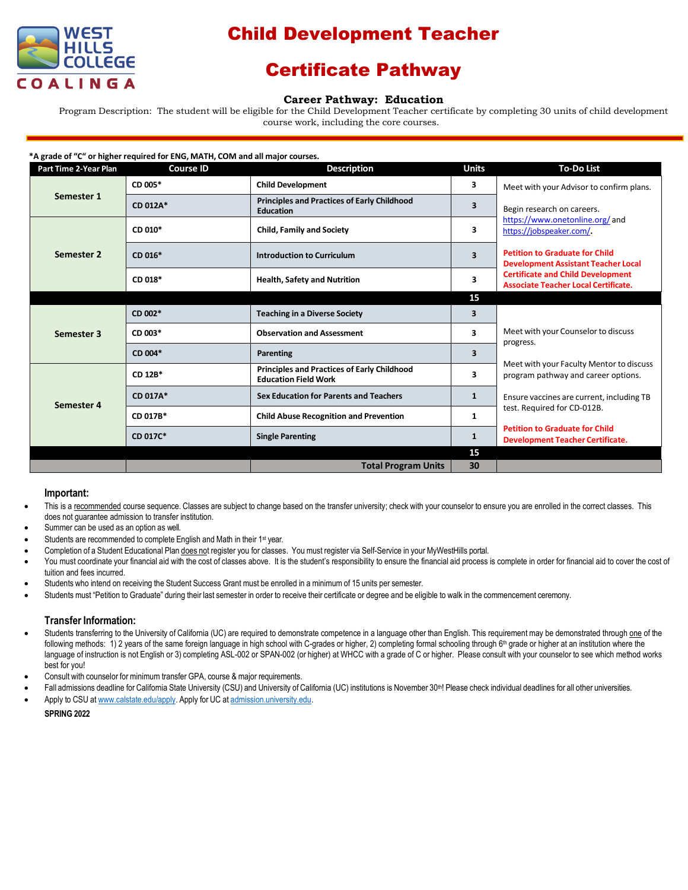# Child Development Teacher

# Certificate Pathway

### Career Pathway: Education

Program Description: The student will be eligible for the Child Development Teacher certificate by completing 30 units of child development course work, including the core courses.

***A grade of "C" or higher required for ENG, MATH, COM and all major courses.**

| Part Time 2-Year Plan | Course ID | Description | Units | To-Do List |
|---|---|---|---|---|
| Semester 1 | CD 005* | Child Development | 3 | Meet with your Advisor to confirm plans.<br><br>Begin research on careers. https://www.onetonline.org/ and https://jobspeaker.com/.<br><br>**Petition to Graduate for Child Development Assistant Teacher Local Certificate and Child Development Associate Teacher Local Certificate.** |
| | CD 012A* | Principles and Practices of Early Childhood Education | 3 | |
| Semester 2 | CD 010* | Child, Family and Society | 3 | |
| | CD 016* | Introduction to Curriculum | 3 | |
| | CD 018* | Health, Safety and Nutrition | 3 | |
| | | | 15 | |
| Semester 3 | CD 002* | Teaching in a Diverse Society | 3 | Meet with your Counselor to discuss progress.<br><br>Meet with your Faculty Mentor to discuss program pathway and career options.<br><br>Ensure vaccines are current, including TB test. Required for CD-012B.<br><br>**Petition to Graduate for Child Development Teacher Certificate.** |
| | CD 003* | Observation and Assessment | 3 | |
| | CD 004* | Parenting | 3 | |
| Semester 4 | CD 12B* | Principles and Practices of Early Childhood Education Field Work | 3 | |
| | CD 017A* | Sex Education for Parents and Teachers | 1 | |
| | CD 017B* | Child Abuse Recognition and Prevention | 1 | |
| | CD 017C* | Single Parenting | 1 | |
| | | | 15 | |
| | | Total Program Units | 30 | |

### Important:

- This is a recommended course sequence. Classes are subject to change based on the transfer university; check with your counselor to ensure you are enrolled in the correct classes. This does not guarantee admission to transfer institution.
- Summer can be used as an option as well.
- Students are recommended to complete English and Math in their 1st year.
- Completion of a Student Educational Plan does not register you for classes. You must register via Self-Service in your MyWestHills portal.
- You must coordinate your financial aid with the cost of classes above. It is the student's responsibility to ensure the financial aid process is complete in order for financial aid to cover the cost of tuition and fees incurred.
- Students who intend on receiving the Student Success Grant must be enrolled in a minimum of 15 units per semester.
- Students must "Petition to Graduate" during their last semester in order to receive their certificate or degree and be eligible to walk in the commencement ceremony.

### Transfer Information:

- Students transferring to the University of California (UC) are required to demonstrate competence in a language other than English. This requirement may be demonstrated through one of the following methods: 1) 2 years of the same foreign language in high school with C-grades or higher, 2) completing formal schooling through 6th grade or higher at an institution where the language of instruction is not English or 3) completing ASL-002 or SPAN-002 (or higher) at WHCC with a grade of C or higher. Please consult with your counselor to see which method works best for you!
- Consult with counselor for minimum transfer GPA, course & major requirements.
- Fall admissions deadline for California State University (CSU) and University of California (UC) institutions is November 30th! Please check individual deadlines for all other universities.
- Apply to CSU at www.calstate.edu/apply. Apply for UC at admission.university.edu.

**SPRING 2022**